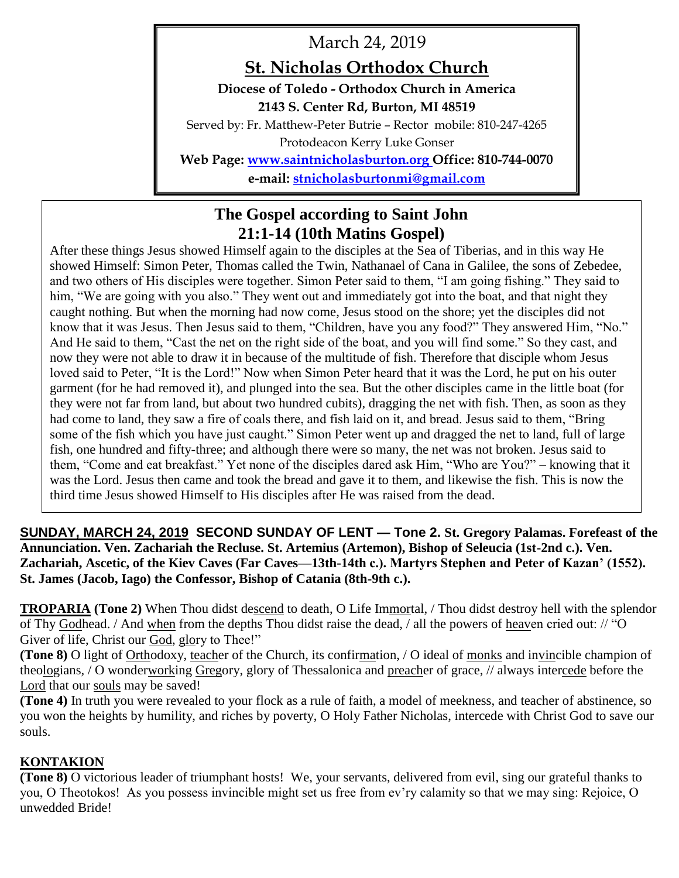# March 24, 2019

## St. Nicholas Orthodox Church

**Diocese of Toledo - Orthodox Church in America**

**2143 S. Center Rd, Burton, MI 48519**

Served by: Fr. Matthew-Peter Butrie – Rector mobile: 810-247-4265

Protodeacon Kerry Luke Gonser

**Web Page: www.saintnicholasburton.org Office: 810-744-0070**

**e-mail: stnicholasburtonmi@gmail.com**

## The Gospel according to Saint John 21:1-14 (10th Matins Gospel)

After these things Jesus showed Himself again to the disciples at the Sea of Tiberias, and in this way He showed Himself: Simon Peter, Thomas called the Twin, Nathanael of Cana in Galilee, the sons of Zebedee, and two others of His disciples were together. Simon Peter said to them, "I am going fishing." They said to him, "We are going with you also." They went out and immediately got into the boat, and that night they caught nothing. But when the morning had now come, Jesus stood on the shore; yet the disciples did not know that it was Jesus. Then Jesus said to them, "Children, have you any food?" They answered Him, "No." And He said to them, "Cast the net on the right side of the boat, and you will find some." So they cast, and now they were not able to draw it in because of the multitude of fish. Therefore that disciple whom Jesus loved said to Peter, "It is the Lord!" Now when Simon Peter heard that it was the Lord, he put on his outer garment (for he had removed it), and plunged into the sea. But the other disciples came in the little boat (for they were not far from land, but about two hundred cubits), dragging the net with fish. Then, as soon as they had come to land, they saw a fire of coals there, and fish laid on it, and bread. Jesus said to them, "Bring some of the fish which you have just caught." Simon Peter went up and dragged the net to land, full of large fish, one hundred and fifty-three; and although there were so many, the net was not broken. Jesus said to them, "Come and eat breakfast." Yet none of the disciples dared ask Him, "Who are You?" – knowing that it was the Lord. Jesus then came and took the bread and gave it to them, and likewise the fish. This is now the third time Jesus showed Himself to His disciples after He was raised from the dead.

**SUNDAY, MARCH 24, 2019 SECOND SUNDAY OF LENT — Tone 2. St. Gregory Palamas. Forefeast of the Annunciation. Ven. Zachariah the Recluse. St. Artemius (Artemon), Bishop of Seleucia (1st-2nd c.). Ven. Zachariah, Ascetic, of the Kiev Caves (Far Caves—13th-14th c.). Martyrs Stephen and Peter of Kazan' (1552). St. James (Jacob, Iago) the Confessor, Bishop of Catania (8th-9th c.).**

**TROPARIA (Tone 2)** When Thou didst descend to death, O Life Immortal, / Thou didst destroy hell with the splendor of Thy Godhead. / And when from the depths Thou didst raise the dead, / all the powers of heaven cried out: // "O Giver of life, Christ our God, glory to Thee!"

**(Tone 8)** O light of Orthodoxy, teacher of the Church, its confirmation, / O ideal of monks and invincible champion of theologians, / O wonderworking Gregory, glory of Thessalonica and preacher of grace, // always intercede before the Lord that our souls may be saved!

**(Tone 4)** In truth you were revealed to your flock as a rule of faith, a model of meekness, and teacher of abstinence, so you won the heights by humility, and riches by poverty, O Holy Father Nicholas, intercede with Christ God to save our souls.

**KONTAKION**

**(Tone 8)** O victorious leader of triumphant hosts! We, your servants, delivered from evil, sing our grateful thanks to you, O Theotokos! As you possess invincible might set us free from ev'ry calamity so that we may sing: Rejoice, O unwedded Bride!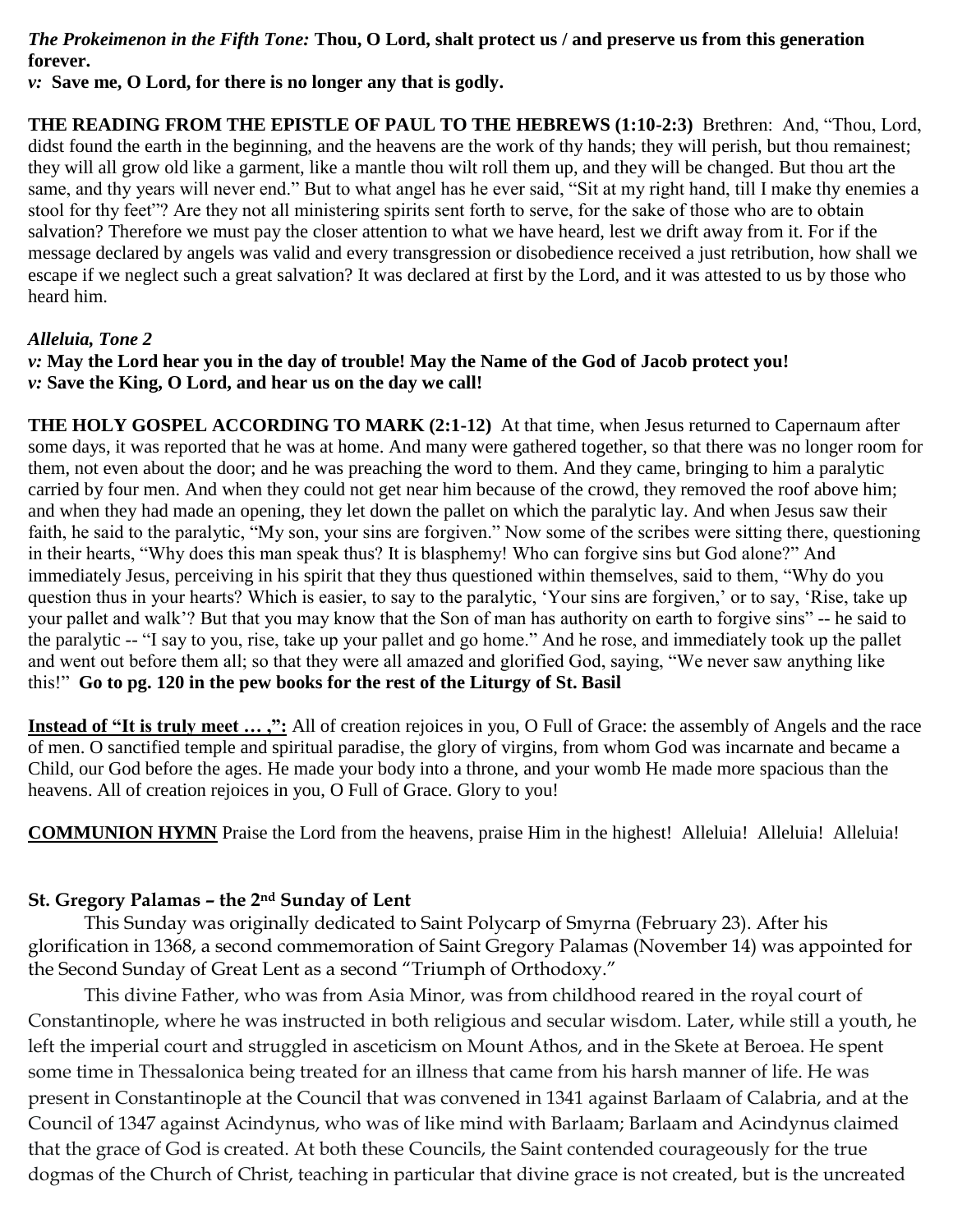*The Prokeimenon in the Fifth Tone:* **Thou, O Lord, shalt protect us / and preserve us from this generation forever.**

*v:* **Save me, O Lord, for there is no longer any that is godly.**

**THE READING FROM THE EPISTLE OF PAUL TO THE HEBREWS (1:10-2:3)** Brethren: And, "Thou, Lord, didst found the earth in the beginning, and the heavens are the work of thy hands; they will perish, but thou remainest; they will all grow old like a garment, like a mantle thou wilt roll them up, and they will be changed. But thou art the same, and thy years will never end." But to what angel has he ever said, "Sit at my right hand, till I make thy enemies a stool for thy feet"? Are they not all ministering spirits sent forth to serve, for the sake of those who are to obtain salvation? Therefore we must pay the closer attention to what we have heard, lest we drift away from it. For if the message declared by angels was valid and every transgression or disobedience received a just retribution, how shall we escape if we neglect such a great salvation? It was declared at first by the Lord, and it was attested to us by those who heard him.

***Alleluia, Tone 2***

*v:* **May the Lord hear you in the day of trouble! May the Name of the God of Jacob protect you!**

*v:* **Save the King, O Lord, and hear us on the day we call!**

**THE HOLY GOSPEL ACCORDING TO MARK (2:1-12)** At that time, when Jesus returned to Capernaum after some days, it was reported that he was at home. And many were gathered together, so that there was no longer room for them, not even about the door; and he was preaching the word to them. And they came, bringing to him a paralytic carried by four men. And when they could not get near him because of the crowd, they removed the roof above him; and when they had made an opening, they let down the pallet on which the paralytic lay. And when Jesus saw their faith, he said to the paralytic, "My son, your sins are forgiven." Now some of the scribes were sitting there, questioning in their hearts, "Why does this man speak thus? It is blasphemy! Who can forgive sins but God alone?" And immediately Jesus, perceiving in his spirit that they thus questioned within themselves, said to them, "Why do you question thus in your hearts? Which is easier, to say to the paralytic, 'Your sins are forgiven,' or to say, 'Rise, take up your pallet and walk'? But that you may know that the Son of man has authority on earth to forgive sins" -- he said to the paralytic -- "I say to you, rise, take up your pallet and go home." And he rose, and immediately took up the pallet and went out before them all; so that they were all amazed and glorified God, saying, "We never saw anything like this!" **Go to pg. 120 in the pew books for the rest of the Liturgy of St. Basil**

**Instead of "It is truly meet … ,":** All of creation rejoices in you, O Full of Grace: the assembly of Angels and the race of men. O sanctified temple and spiritual paradise, the glory of virgins, from whom God was incarnate and became a Child, our God before the ages. He made your body into a throne, and your womb He made more spacious than the heavens. All of creation rejoices in you, O Full of Grace. Glory to you!

**COMMUNION HYMN** Praise the Lord from the heavens, praise Him in the highest! Alleluia! Alleluia! Alleluia!

**St. Gregory Palamas – the 2nd Sunday of Lent**

This Sunday was originally dedicated to Saint Polycarp of Smyrna (February 23). After his glorification in 1368, a second commemoration of Saint Gregory Palamas (November 14) was appointed for the Second Sunday of Great Lent as a second "Triumph of Orthodoxy."

This divine Father, who was from Asia Minor, was from childhood reared in the royal court of Constantinople, where he was instructed in both religious and secular wisdom. Later, while still a youth, he left the imperial court and struggled in asceticism on Mount Athos, and in the Skete at Beroea. He spent some time in Thessalonica being treated for an illness that came from his harsh manner of life. He was present in Constantinople at the Council that was convened in 1341 against Barlaam of Calabria, and at the Council of 1347 against Acindynus, who was of like mind with Barlaam; Barlaam and Acindynus claimed that the grace of God is created. At both these Councils, the Saint contended courageously for the true dogmas of the Church of Christ, teaching in particular that divine grace is not created, but is the uncreated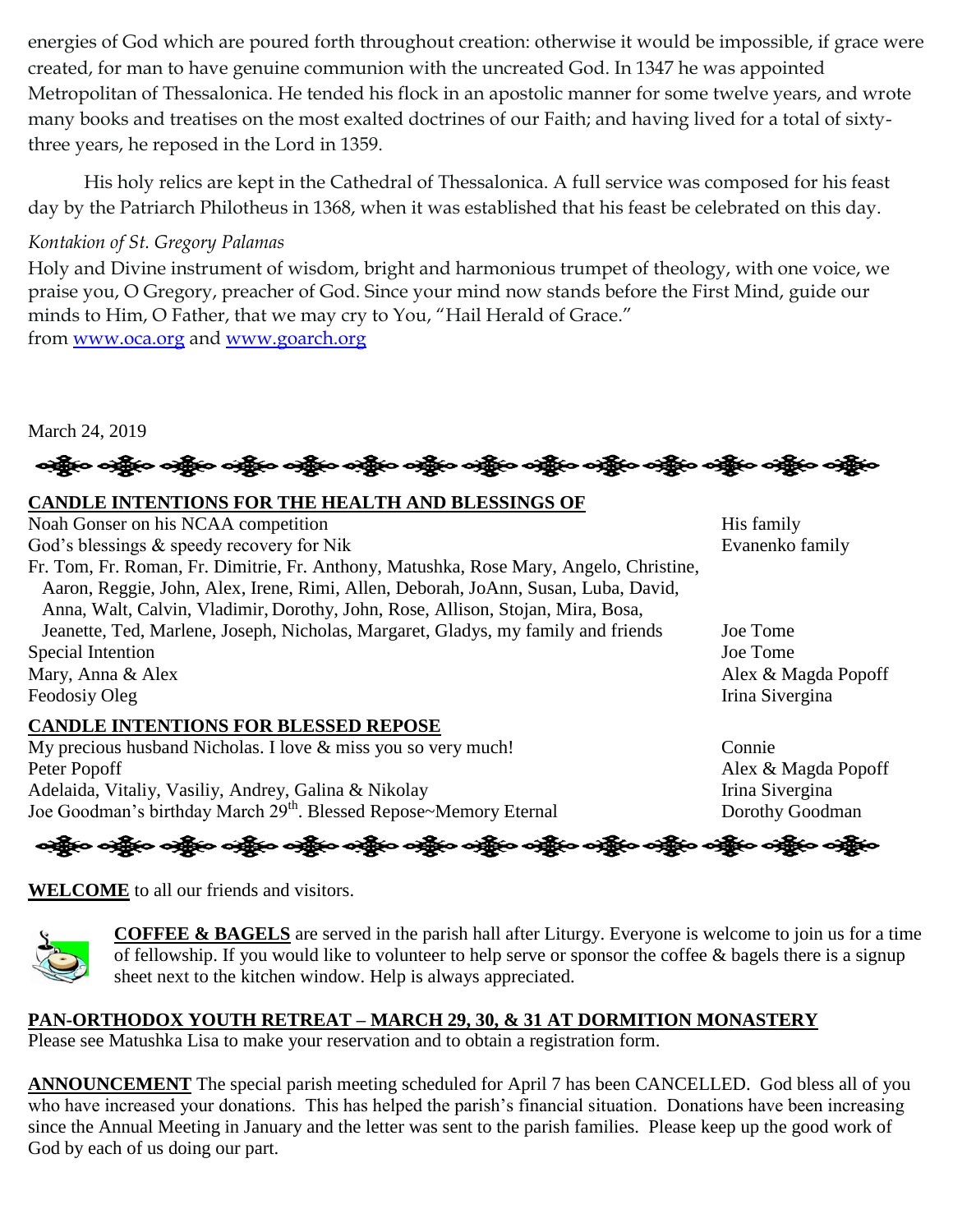energies of God which are poured forth throughout creation: otherwise it would be impossible, if grace were created, for man to have genuine communion with the uncreated God. In 1347 he was appointed Metropolitan of Thessalonica. He tended his flock in an apostolic manner for some twelve years, and wrote many books and treatises on the most exalted doctrines of our Faith; and having lived for a total of sixty-three years, he reposed in the Lord in 1359.

His holy relics are kept in the Cathedral of Thessalonica. A full service was composed for his feast day by the Patriarch Philotheus in 1368, when it was established that his feast be celebrated on this day.

*Kontakion of St. Gregory Palamas*

Holy and Divine instrument of wisdom, bright and harmonious trumpet of theology, with one voice, we praise you, O Gregory, preacher of God. Since your mind now stands before the First Mind, guide our minds to Him, O Father, that we may cry to You, "Hail Herald of Grace."
from [www.oca.org](www.oca.org) and [www.goarch.org](www.goarch.org)

March 24, 2019

**CANDLE INTENTIONS FOR THE HEALTH AND BLESSINGS OF**

| | |
|---|---|
| Noah Gonser on his NCAA competition | His family |
| God's blessings & speedy recovery for Nik | Evanenko family |
| Fr. Tom, Fr. Roman, Fr. Dimitrie, Fr. Anthony, Matushka, Rose Mary, Angelo, Christine, Aaron, Reggie, John, Alex, Irene, Rimi, Allen, Deborah, JoAnn, Susan, Luba, David, Anna, Walt, Calvin, Vladimir, Dorothy, John, Rose, Allison, Stojan, Mira, Bosa, Jeanette, Ted, Marlene, Joseph, Nicholas, Margaret, Gladys, my family and friends | Joe Tome |
| Special Intention | Joe Tome |
| Mary, Anna & Alex | Alex & Magda Popoff |
| Feodosiy Oleg | Irina Sivergina |

**CANDLE INTENTIONS FOR BLESSED REPOSE**

| | |
|---|---|
| My precious husband Nicholas. I love & miss you so very much! | Connie |
| Peter Popoff | Alex & Magda Popoff |
| Adelaida, Vitaliy, Vasiliy, Andrey, Galina & Nikolay | Irina Sivergina |
| Joe Goodman's birthday March 29th. Blessed Repose~Memory Eternal | Dorothy Goodman |

**WELCOME** to all our friends and visitors.

**COFFEE & BAGELS** are served in the parish hall after Liturgy. Everyone is welcome to join us for a time of fellowship. If you would like to volunteer to help serve or sponsor the coffee & bagels there is a signup sheet next to the kitchen window. Help is always appreciated.

**PAN-ORTHODOX YOUTH RETREAT – MARCH 29, 30, & 31 AT DORMITION MONASTERY**
Please see Matushka Lisa to make your reservation and to obtain a registration form.

**ANNOUNCEMENT** The special parish meeting scheduled for April 7 has been CANCELLED. God bless all of you who have increased your donations. This has helped the parish's financial situation. Donations have been increasing since the Annual Meeting in January and the letter was sent to the parish families. Please keep up the good work of God by each of us doing our part.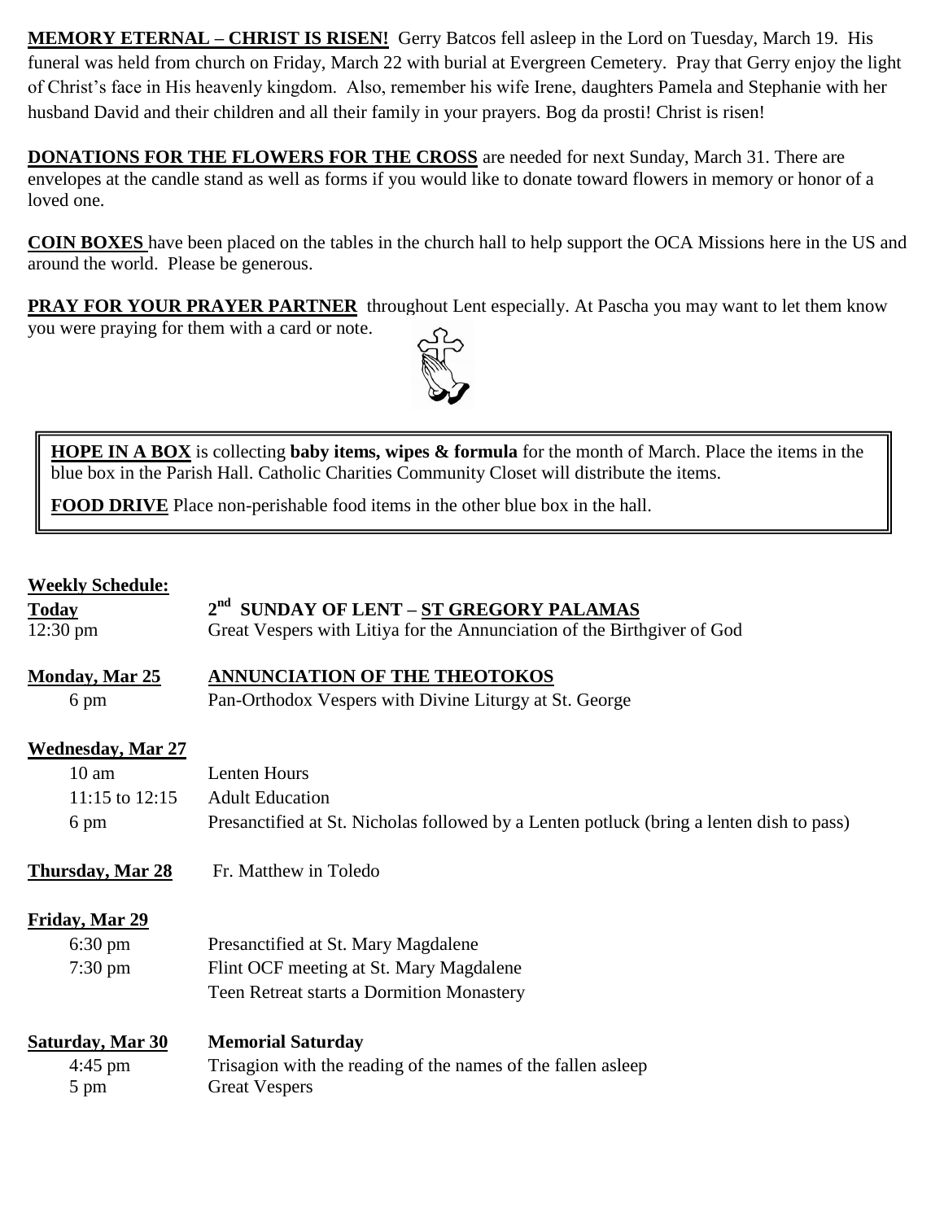**MEMORY ETERNAL – CHRIST IS RISEN!** Gerry Batcos fell asleep in the Lord on Tuesday, March 19. His funeral was held from church on Friday, March 22 with burial at Evergreen Cemetery. Pray that Gerry enjoy the light of Christ's face in His heavenly kingdom. Also, remember his wife Irene, daughters Pamela and Stephanie with her husband David and their children and all their family in your prayers. Bog da prosti! Christ is risen!

**DONATIONS FOR THE FLOWERS FOR THE CROSS** are needed for next Sunday, March 31. There are envelopes at the candle stand as well as forms if you would like to donate toward flowers in memory or honor of a loved one.

**COIN BOXES** have been placed on the tables in the church hall to help support the OCA Missions here in the US and around the world. Please be generous.

**PRAY FOR YOUR PRAYER PARTNER** throughout Lent especially. At Pascha you may want to let them know you were praying for them with a card or note.

**HOPE IN A BOX** is collecting **baby items, wipes & formula** for the month of March. Place the items in the blue box in the Parish Hall. Catholic Charities Community Closet will distribute the items.

**FOOD DRIVE** Place non-perishable food items in the other blue box in the hall.

**Weekly Schedule:**

**Today** — **2nd SUNDAY OF LENT – ST GREGORY PALAMAS**
- 12:30 pm — Great Vespers with Litiya for the Annunciation of the Birthgiver of God

**Monday, Mar 25** — **ANNUNCIATION OF THE THEOTOKOS**
- 6 pm — Pan-Orthodox Vespers with Divine Liturgy at St. George

**Wednesday, Mar 27**
- 10 am — Lenten Hours
- 11:15 to 12:15 — Adult Education
- 6 pm — Presanctified at St. Nicholas followed by a Lenten potluck (bring a lenten dish to pass)

**Thursday, Mar 28** — Fr. Matthew in Toledo

**Friday, Mar 29**
- 6:30 pm — Presanctified at St. Mary Magdalene
- 7:30 pm — Flint OCF meeting at St. Mary Magdalene
- Teen Retreat starts a Dormition Monastery

**Saturday, Mar 30** — **Memorial Saturday**
- 4:45 pm — Trisagion with the reading of the names of the fallen asleep
- 5 pm — Great Vespers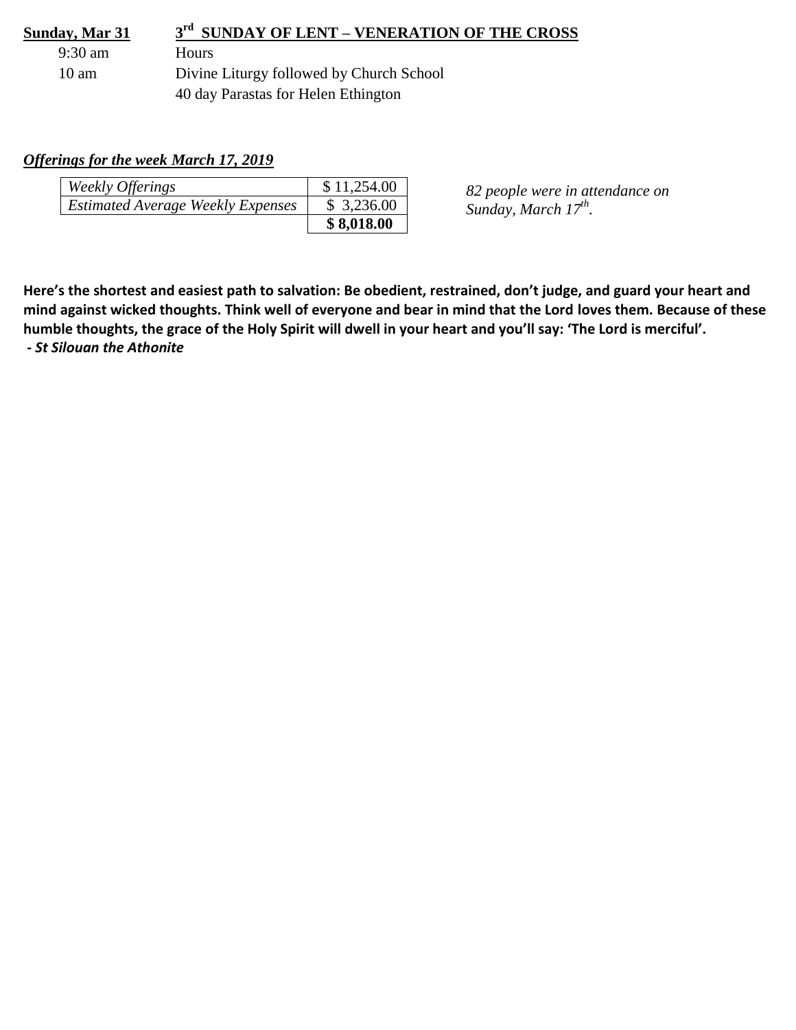**Sunday, Mar 31** **3rd SUNDAY OF LENT – VENERATION OF THE CROSS**

9:30 am Hours

10 am Divine Liturgy followed by Church School

40 day Parastas for Helen Ethington

***Offerings for the week March 17, 2019***

| | |
|---|---|
| *Weekly Offerings* | $ 11,254.00 |
| *Estimated Average Weekly Expenses* | $ 3,236.00 |
| | **$ 8,018.00** |

*82 people were in attendance on Sunday, March 17th.*

**Here's the shortest and easiest path to salvation: Be obedient, restrained, don't judge, and guard your heart and mind against wicked thoughts. Think well of everyone and bear in mind that the Lord loves them. Because of these humble thoughts, the grace of the Holy Spirit will dwell in your heart and you'll say: 'The Lord is merciful'.**
**- *St Silouan the Athonite***